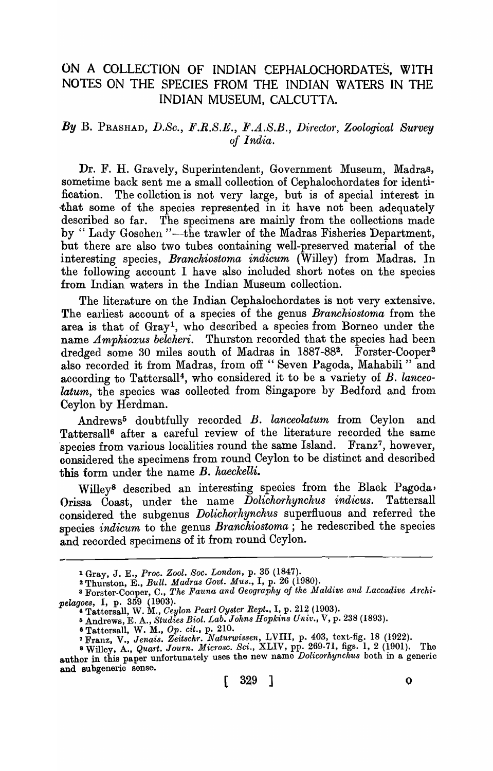# ON A COLLECTION OF INDIAN CEPHALOCHORDATES, WITH NOTES ON THE SPECIES FROM THE INDIAN WATERS IN THE INDIAN MUSEUM, CALCUTTA.

*By* B. PRASHAD, *D.Sc., F.R.S.E., F.A.S.B., Director, Zoological Survey of India.*

Dr. F. H. Gravely, Superintendent, Government Museum, Madras, sometime back sent me a small collection of Cephalochordates for identification. The colletion is not very large, but is of special interest in that some of the species represented in it have not been adequately described so far. The specimens are mainly from the collections made by "Lady Goschen"—the trawler of the Madras Fisheries Department, but there are also two tubes containing well-preserved material of the interesting species, *Branchiostoma indicum* (Willey) from Madras. In the following account I have also included short notes on the species from Indian waters in the Indian Museum collection.

The literature on the Indian Cephalochordates is not very extensive. The earliest account of a species of the genus *Branchiostoma* from the area is that of Gray[1], who described a species from Borneo under the name *Amphioxus belcheri*. Thurston recorded that the species had been dredged some 30 miles south of Madras in 1887-88[2]. Forster-Cooper[3] also recorded it from Madras, from off "Seven Pagoda, Mahabili" and according to Tattersall[4], who considered it to be a variety of *B. lanceolatum*, the species was collected from Singapore by Bedford and from Ceylon by Herdman.

Andrews[5] doubtfully recorded *B. lanceolatum* from Ceylon and Tattersall[6] after a careful review of the literature recorded the same species from various localities round the same Island. Franz[7], however, considered the specimens from round Ceylon to be distinct and described this form under the name *B. haeckelli.*

Willey[8] described an interesting species from the Black Pagoda, Orissa Coast, under the name *Dolichorhynchus indicus*. Tattersall considered the subgenus *Dolichorhynchus* superfluous and referred the species *indicum* to the genus *Branchiostoma*; he redescribed the species and recorded specimens of it from round Ceylon.

---

[1] Gray, J. E., *Proc. Zool. Soc. London*, p. 35 (1847).

[2] Thurston, E., *Bull. Madras Govt. Mus.*, I, p. 26 (1980).

[3] Forster-Cooper, C., *The Fauna and Geography of the Maldive and Laccadive Archipelagoes*, I, p. 359 (1903).

[4] Tattersall, W. M., *Ceylon Pearl Oyster Rept.*, I, p. 212 (1903).

[5] Andrews, E. A., *Studies Biol. Lab. Johns Hopkins Univ.*, V, p. 238 (1893).

[6] Tattersall, W. M., *Op. cit.*, p. 210.

[7] Franz, V., *Jenais. Zeitschr. Naturwissen*, LVIII, p. 403, text-fig. 18 (1922).

[8] Willey, A., *Quart. Journ. Microsc. Sci.*, XLIV, pp. 269-71, figs. 1, 2 (1901). The author in this paper unfortunately uses the new name *Dolicorhynchus* both in a generic and subgeneric sense.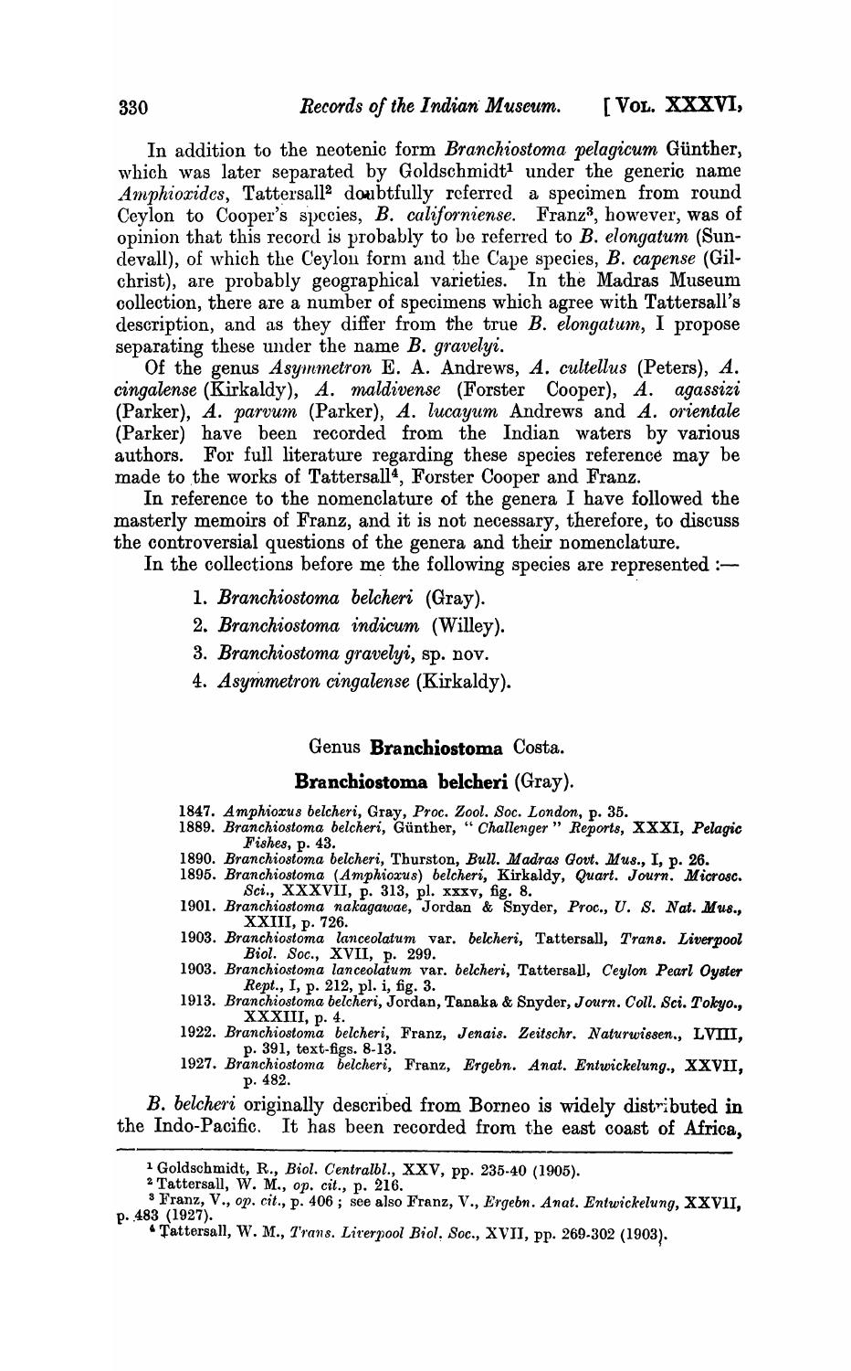In addition to the neotenic form *Branchiostoma pelagicum* Günther, which was later separated by Goldschmidt[1] under the generic name *Amphioxides*, Tattersall[2] doubtfully referred a specimen from round Ceylon to Cooper's species, *B. californiense*. Franz[3], however, was of opinion that this record is probably to be referred to *B. elongatum* (Sundevall), of which the Ceylon form and the Cape species, *B. capense* (Gilchrist), are probably geographical varieties. In the Madras Museum collection, there are a number of specimens which agree with Tattersall's description, and as they differ from the true *B. elongatum*, I propose separating these under the name *B. gravelyi*.

Of the genus *Asymmetron* E. A. Andrews, *A. cultellus* (Peters), *A. cingalense* (Kirkaldy), *A. maldivense* (Forster Cooper), *A. agassizi* (Parker), *A. parvum* (Parker), *A. lucayum* Andrews and *A. orientale* (Parker) have been recorded from the Indian waters by various authors. For full literature regarding these species reference may be made to the works of Tattersall[4], Forster Cooper and Franz.

In reference to the nomenclature of the genera I have followed the masterly memoirs of Franz, and it is not necessary, therefore, to discuss the controversial questions of the genera and their nomenclature.

In the collections before me the following species are represented :—

1. *Branchiostoma belcheri* (Gray).
2. *Branchiostoma indicum* (Willey).
3. *Branchiostoma gravelyi*, sp. nov.
4. *Asymmetron cingalense* (Kirkaldy).

## Genus **Branchiostoma** Costa.

### **Branchiostoma belcheri** (Gray).

1847. *Amphioxus belcheri*, Gray, *Proc. Zool. Soc. London*, p. 35.
1889. *Branchiostoma belcheri*, Günther, "*Challenger*" *Reports*, XXXI, *Pelagic Fishes*, p. 43.
1890. *Branchiostoma belcheri*, Thurston, *Bull. Madras Govt. Mus.*, I, p. 26.
1895. *Branchiostoma (Amphioxus) belcheri*, Kirkaldy, *Quart. Journ. Microsc. Sci.*, XXXVII, p. 313, pl. xxxv, fig. 8.
1901. *Branchiostoma nakagawae*, Jordan & Snyder, *Proc., U. S. Nat. Mus.*, XXIII, p. 726.
1903. *Branchiostoma lanceolatum* var. *belcheri*, Tattersall, *Trans. Liverpool Biol. Soc.*, XVII, p. 299.
1903. *Branchiostoma lanceolatum* var. *belcheri*, Tattersall, *Ceylon Pearl Oyster Rept.*, I, p. 212, pl. i, fig. 3.
1913. *Branchiostoma belcheri*, Jordan, Tanaka & Snyder, *Journ. Coll. Sci. Tokyo.*, XXXIII, p. 4.
1922. *Branchiostoma belcheri*, Franz, *Jenais. Zeitschr. Naturwissen.*, LVIII, p. 391, text-figs. 8-13.
1927. *Branchiostoma belcheri*, Franz, *Ergebn. Anat. Entwickelung.*, XXVII, p. 482.

*B. belcheri* originally described from Borneo is widely distributed in the Indo-Pacific. It has been recorded from the east coast of Africa,

---

[1] Goldschmidt, R., *Biol. Centralbl.*, XXV, pp. 235-40 (1905).

[2] Tattersall, W. M., *op. cit.*, p. 216.

[3] Franz, V., *op. cit.*, p. 406 ; see also Franz, V., *Ergebn. Anat. Entwickelung*, XXVII, p. 483 (1927).

[4] Tattersall, W. M., *Trans. Liverpool Biol. Soc.*, XVII, pp. 269-302 (1903).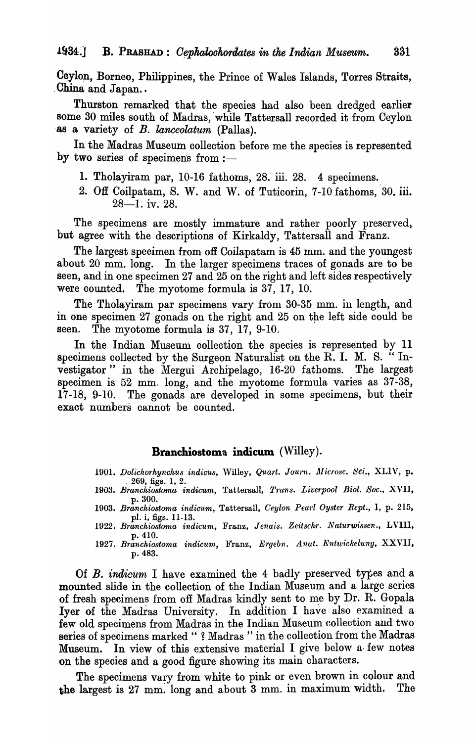Ceylon, Borneo, Philippines, the Prince of Wales Islands, Torres Straits, China and Japan.

Thurston remarked that the species had also been dredged earlier some 30 miles south of Madras, while Tattersall recorded it from Ceylon as a variety of *B. lanceolatum* (Pallas).

In the Madras Museum collection before me the species is represented by two series of specimens from :—

1. Tholayiram par, 10-16 fathoms, 28. iii. 28. 4 specimens.
2. Off Coilpatam, S. W. and W. of Tuticorin, 7-10 fathoms, 30. iii. 28—1. iv. 28.

The specimens are mostly immature and rather poorly preserved, but agree with the descriptions of Kirkaldy, Tattersall and Franz.

The largest specimen from off Coilapatam is 45 mm. and the youngest about 20 mm. long. In the larger specimens traces of gonads are to be seen, and in one specimen 27 and 25 on the right and left sides respectively were counted. The myotome formula is 37, 17, 10.

The Tholayiram par specimens vary from 30-35 mm. in length, and in one specimen 27 gonads on the right and 25 on the left side could be seen. The myotome formula is 37, 17, 9-10.

In the Indian Museum collection the species is represented by 11 specimens collected by the Surgeon Naturalist on the R. I. M. S. "Investigator" in the Mergui Archipelago, 16-20 fathoms. The largest specimen is 52 mm. long, and the myotome formula varies as 37-38, 17-18, 9-10. The gonads are developed in some specimens, but their exact numbers cannot be counted.

## **Branchiostoma indicum** (Willey).

1901. *Dolichorhynchus indicus*, Willey, *Quart. Journ. Microsc. Sci.*, XLIV, p. 269, figs. 1, 2.
1903. *Branchiostoma indicum*, Tattersall, *Trans. Liverpool Biol. Soc.*, XVII, p. 300.
1903. *Branchiostoma indicum*, Tattersall, *Ceylon Pearl Oyster Rept.*, I, p. 215, pl. i, figs. 11-13.
1922. *Branchiostoma indicum*, Franz, *Jenais. Zeitschr. Naturwissen.*, LVIII, p. 410.
1927. *Branchiostoma indicum*, Franz, *Ergebn. Anat. Entwickelung*, XXVII, p. 483.

Of *B. indicum* I have examined the 4 badly preserved types and a mounted slide in the collection of the Indian Museum and a large series of fresh specimens from off Madras kindly sent to me by Dr. R. Gopala Iyer of the Madras University. In addition I have also examined a few old specimens from Madras in the Indian Museum collection and two series of specimens marked "? Madras" in the collection from the Madras Museum. In view of this extensive material I give below a few notes on the species and a good figure showing its main characters.

The specimens vary from white to pink or even brown in colour and the largest is 27 mm. long and about 3 mm. in maximum width. The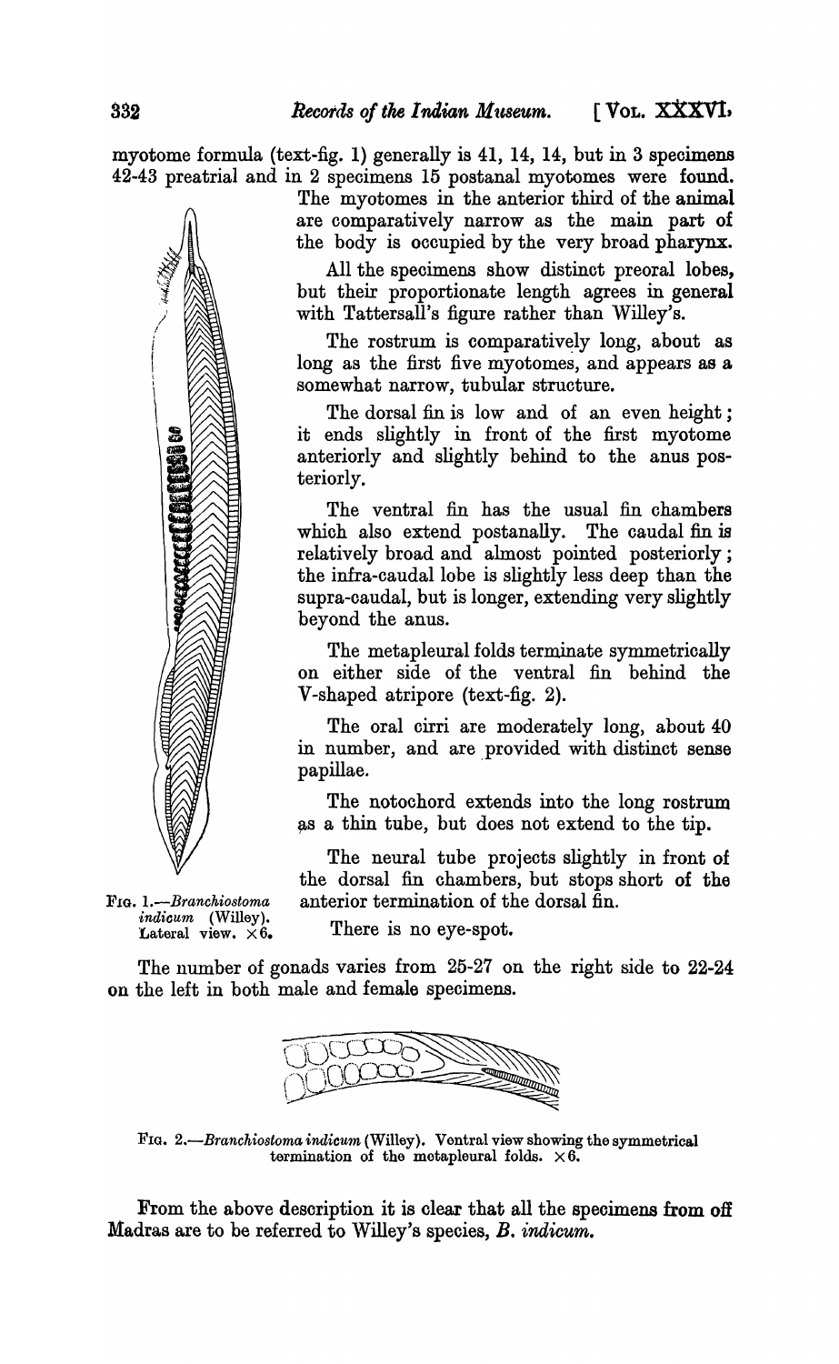myotome formula (text-fig. 1) generally is 41, 14, 14, but in 3 specimens 42-43 preatrial and in 2 specimens 15 postanal myotomes were found. The myotomes in the anterior third of the animal are comparatively narrow as the main part of the body is occupied by the very broad pharynx.

All the specimens show distinct preoral lobes, but their proportionate length agrees in general with Tattersall's figure rather than Willey's.

The rostrum is comparatively long, about as long as the first five myotomes, and appears as a somewhat narrow, tubular structure.

The dorsal fin is low and of an even height; it ends slightly in front of the first myotome anteriorly and slightly behind to the anus posteriorly.

The ventral fin has the usual fin chambers which also extend postanally. The caudal fin is relatively broad and almost pointed posteriorly; the infra-caudal lobe is slightly less deep than the supra-caudal, but is longer, extending very slightly beyond the anus.

The metapleural folds terminate symmetrically on either side of the ventral fin behind the V-shaped atripore (text-fig. 2).

The oral cirri are moderately long, about 40 in number, and are provided with distinct sense papillae.

The notochord extends into the long rostrum as a thin tube, but does not extend to the tip.

The neural tube projects slightly in front of the dorsal fin chambers, but stops short of the anterior termination of the dorsal fin.

There is no eye-spot.

FIG. 1.—*Branchiostoma indicum* (Willey). Lateral view. ×6.

The number of gonads varies from 25-27 on the right side to 22-24 on the left in both male and female specimens.

FIG. 2.—*Branchiostoma indicum* (Willey). Ventral view showing the symmetrical termination of the metapleural folds. ×6.

From the above description it is clear that all the specimens from off Madras are to be referred to Willey's species, *B. indicum*.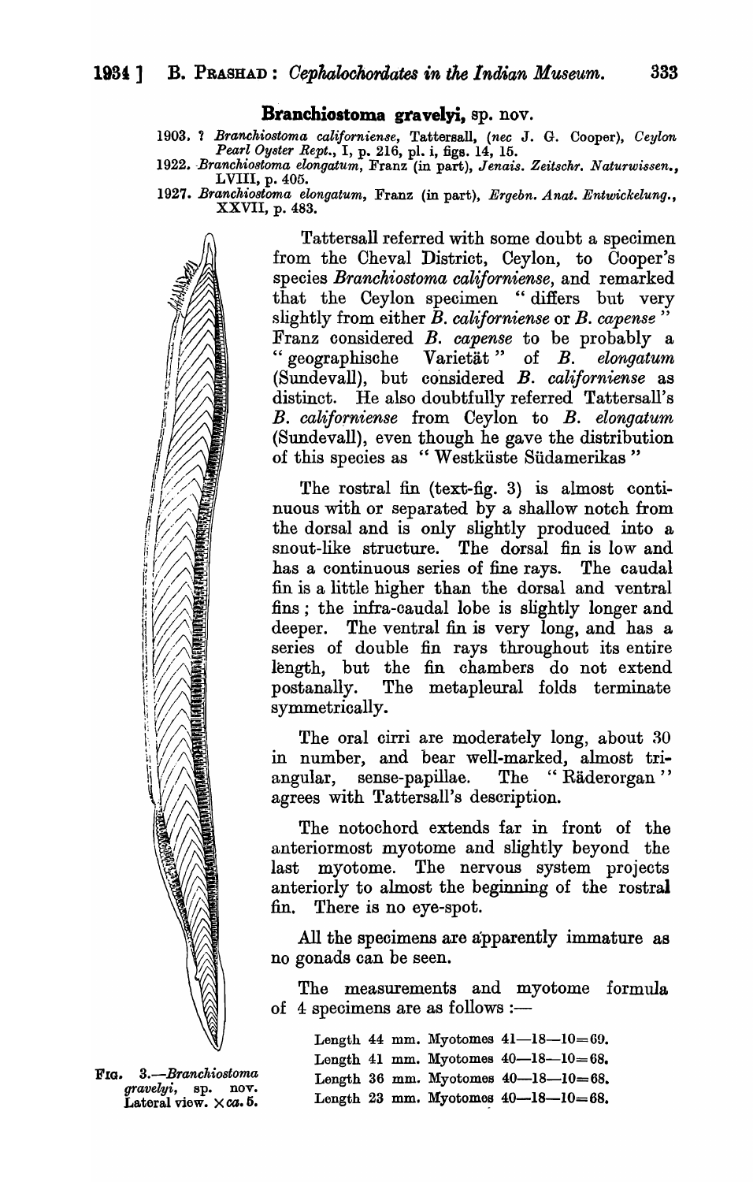### Branchiostoma gravelyi, sp. nov.

1903. ? *Branchiostoma californiense*, Tattersall, (*nec* J. G. Cooper), *Ceylon Pearl Oyster Rept.*, I, p. 216, pl. i, figs. 14, 15.
1922. *Branchiostoma elongatum*, Franz (in part), *Jenais. Zeitschr. Naturwissen.*, LVIII, p. 405.
1927. *Branchiostoma elongatum*, Franz (in part), *Ergebn. Anat. Entwickelung.*, XXVII, p. 483.

Tattersall referred with some doubt a specimen from the Cheval District, Ceylon, to Cooper's species *Branchiostoma californiense*, and remarked that the Ceylon specimen "differs but very slightly from either *B. californiense* or *B. capense*" Franz considered *B. capense* to be probably a "geographische Varietät" of *B. elongatum* (Sundevall), but considered *B. californiense* as distinct. He also doubtfully referred Tattersall's *B. californiense* from Ceylon to *B. elongatum* (Sundevall), even though he gave the distribution of this species as "Westküste Südamerikas"

The rostral fin (text-fig. 3) is almost continuous with or separated by a shallow notch from the dorsal and is only slightly produced into a snout-like structure. The dorsal fin is low and has a continuous series of fine rays. The caudal fin is a little higher than the dorsal and ventral fins; the infra-caudal lobe is slightly longer and deeper. The ventral fin is very long, and has a series of double fin rays throughout its entire length, but the fin chambers do not extend postanally. The metapleural folds terminate symmetrically.

The oral cirri are moderately long, about 30 in number, and bear well-marked, almost triangular, sense-papillae. The "Räderorgan" agrees with Tattersall's description.

The notochord extends far in front of the anteriormost myotome and slightly beyond the last myotome. The nervous system projects anteriorly to almost the beginning of the rostral fin. There is no eye-spot.

All the specimens are apparently immature as no gonads can be seen.

The measurements and myotome formula of 4 specimens are as follows :—

Length 44 mm. Myotomes 41—18—10=69.
Length 41 mm. Myotomes 40—18—10=68.
Length 36 mm. Myotomes 40—18—10=68.
Length 23 mm. Myotomes 40—18—10=68.

FIG. 3.—*Branchiostoma gravelyi*, sp. nov. Lateral view. × *ca.* 5.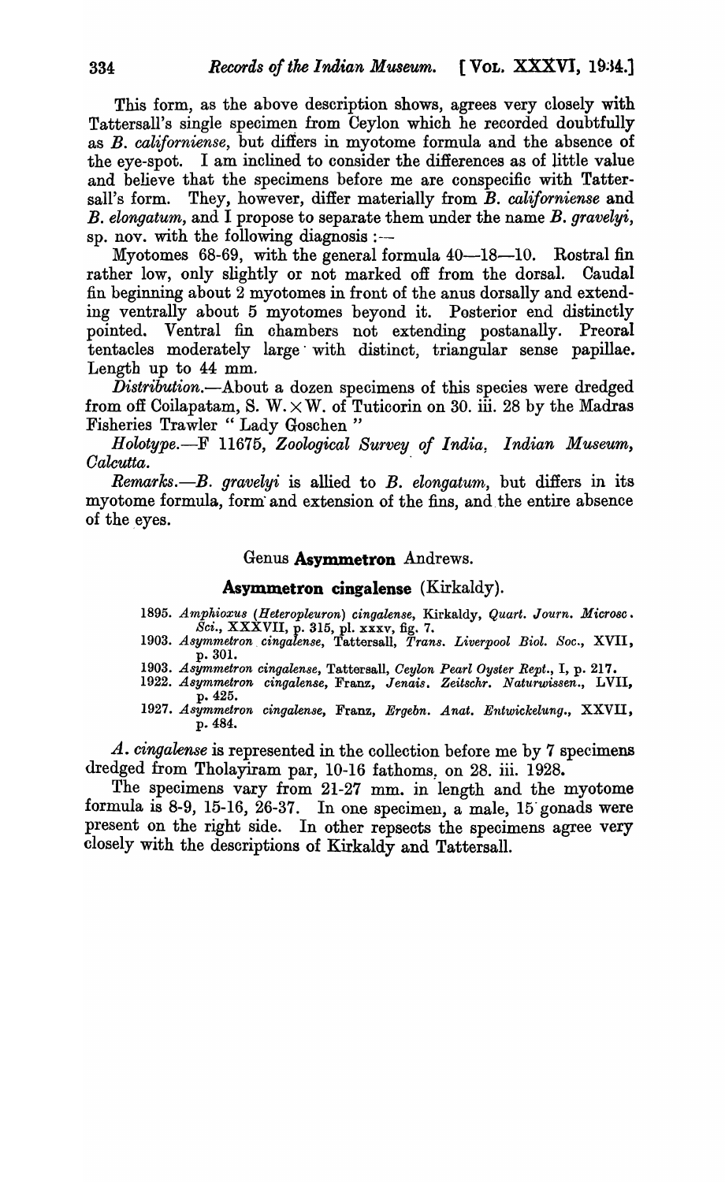This form, as the above description shows, agrees very closely with Tattersall's single specimen from Ceylon which he recorded doubtfully as *B. californiense*, but differs in myotome formula and the absence of the eye-spot. I am inclined to consider the differences as of little value and believe that the specimens before me are conspecific with Tattersall's form. They, however, differ materially from *B. californiense* and *B. elongatum*, and I propose to separate them under the name *B. gravelyi*, sp. nov. with the following diagnosis :—

Myotomes 68-69, with the general formula 40—18—10. Rostral fin rather low, only slightly or not marked off from the dorsal. Caudal fin beginning about 2 myotomes in front of the anus dorsally and extending ventrally about 5 myotomes beyond it. Posterior end distinctly pointed. Ventral fin chambers not extending postanally. Preoral tentacles moderately large with distinct, triangular sense papillae. Length up to 44 mm.

*Distribution.*—About a dozen specimens of this species were dredged from off Coilapatam, S. W. × W. of Tuticorin on 30. iii. 28 by the Madras Fisheries Trawler " Lady Goschen "

*Holotype.*—F 11675, *Zoological Survey of India, Indian Museum, Calcutta.*

*Remarks.*—*B. gravelyi* is allied to *B. elongatum*, but differs in its myotome formula, form and extension of the fins, and the entire absence of the eyes.

## Genus **Asymmetron** Andrews.

### **Asymmetron cingalense** (Kirkaldy).

1895. *Amphioxus (Heteropleuron) cingalense*, Kirkaldy, *Quart. Journ. Microsc. Sci.*, XXXVII, p. 315, pl. xxxv, fig. 7.
1903. *Asymmetron cingalense*, Tattersall, *Trans. Liverpool Biol. Soc.*, XVII, p. 301.
1903. *Asymmetron cingalense*, Tattersall, *Ceylon Pearl Oyster Rept.*, I, p. 217.
1922. *Asymmetron cingalense*, Franz, *Jenais. Zeitschr. Naturwissen.*, LVII, p. 425.
1927. *Asymmetron cingalense*, Franz, *Ergebn. Anat. Entwickelung.*, XXVII, p. 484.

*A. cingalense* is represented in the collection before me by 7 specimens dredged from Tholayiram par, 10-16 fathoms, on 28. iii. 1928.

The specimens vary from 21-27 mm. in length and the myotome formula is 8-9, 15-16, 26-37. In one specimen, a male, 15 gonads were present on the right side. In other repsects the specimens agree very closely with the descriptions of Kirkaldy and Tattersall.